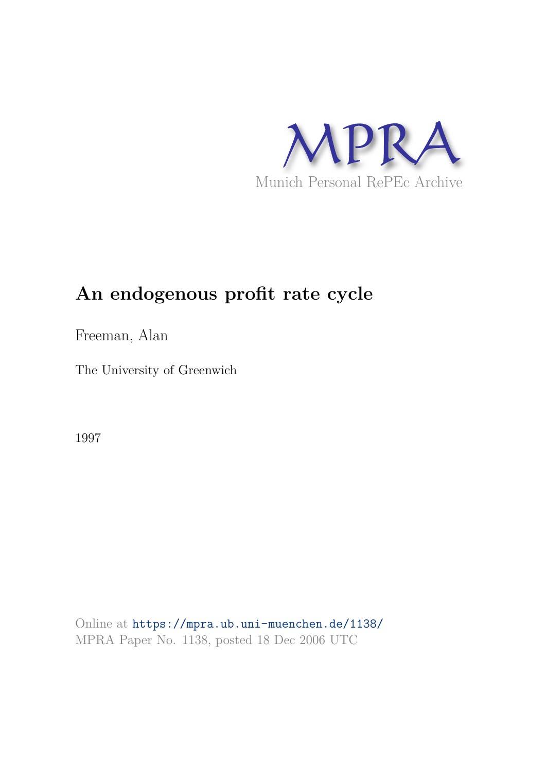MPRA

Munich Personal RePEc Archive

# An endogenous profit rate cycle

Freeman, Alan

The University of Greenwich

1997

Online at https://mpra.ub.uni-muenchen.de/1138/
MPRA Paper No. 1138, posted 18 Dec 2006 UTC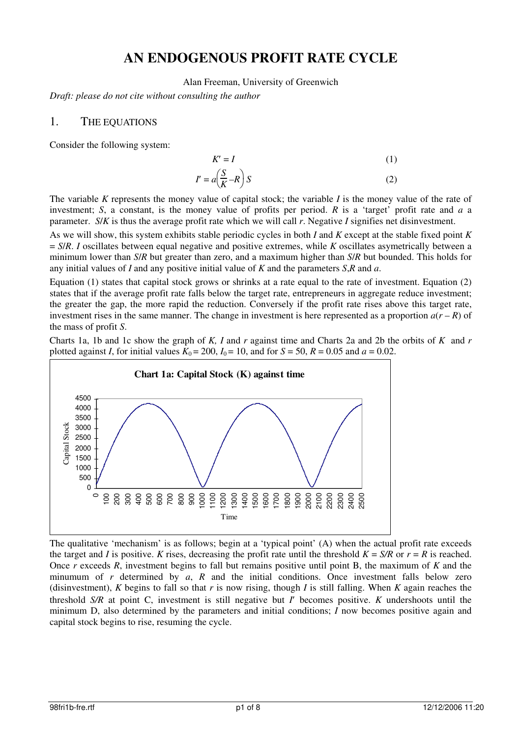# AN ENDOGENOUS PROFIT RATE CYCLE

Alan Freeman, University of Greenwich

*Draft: please do not cite without consulting the author*

## 1. THE EQUATIONS

Consider the following system:

$$K' = I \tag{1}$$

$$I' = a\left(\frac{S}{K} - R\right) S \tag{2}$$

The variable $K$ represents the money value of capital stock; the variable $I$ is the money value of the rate of investment; $S$, a constant, is the money value of profits per period. $R$ is a 'target' profit rate and $a$ a parameter. $S/K$ is thus the average profit rate which we will call $r$. Negative $I$ signifies net disinvestment.

As we will show, this system exhibits stable periodic cycles in both $I$ and $K$ except at the stable fixed point $K = S/R$. $I$ oscillates between equal negative and positive extremes, while $K$ oscillates asymetrically between a minimum lower than $S/R$ but greater than zero, and a maximum higher than $S/R$ but bounded. This holds for any initial values of $I$ and any positive initial value of $K$ and the parameters $S$,$R$ and $a$.

Equation (1) states that capital stock grows or shrinks at a rate equal to the rate of investment. Equation (2) states that if the average profit rate falls below the target rate, entrepreneurs in aggregate reduce investment; the greater the gap, the more rapid the reduction. Conversely if the profit rate rises above this target rate, investment rises in the same manner. The change in investment is here represented as a proportion $a(r - R)$ of the mass of profit $S$.

Charts 1a, 1b and 1c show the graph of $K$, $I$ and $r$ against time and Charts 2a and 2b the orbits of $K$ and $r$ plotted against $I$, for initial values $K_0 = 200$, $I_0 = 10$, and for $S = 50$, $R = 0.05$ and $a = 0.02$.

**Chart 1a: Capital Stock (K) against time**

The qualitative 'mechanism' is as follows; begin at a 'typical point' (A) when the actual profit rate exceeds the target and $I$ is positive. $K$ rises, decreasing the profit rate until the threshold $K = S/R$ or $r = R$ is reached. Once $r$ exceeds $R$, investment begins to fall but remains positive until point B, the maximum of $K$ and the minumum of $r$ determined by $a$, $R$ and the initial conditions. Once investment falls below zero (disinvestment), $K$ begins to fall so that $r$ is now rising, though $I$ is still falling. When $K$ again reaches the threshold $S/R$ at point C, investment is still negative but $I'$ becomes positive. $K$ undershoots until the minimum D, also determined by the parameters and initial conditions; $I$ now becomes positive again and capital stock begins to rise, resuming the cycle.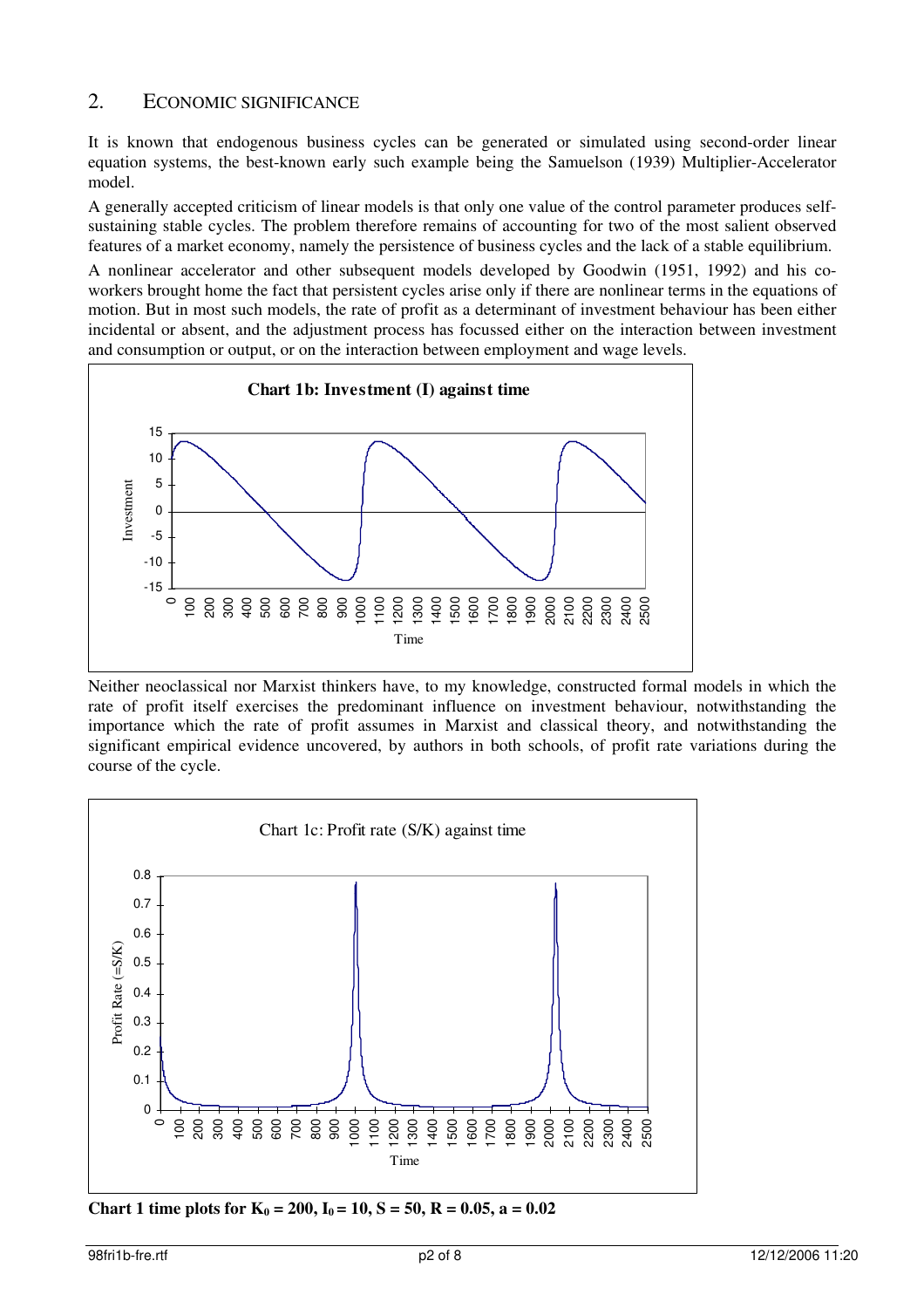## 2. ECONOMIC SIGNIFICANCE

It is known that endogenous business cycles can be generated or simulated using second-order linear equation systems, the best-known early such example being the Samuelson (1939) Multiplier-Accelerator model.

A generally accepted criticism of linear models is that only one value of the control parameter produces self-sustaining stable cycles. The problem therefore remains of accounting for two of the most salient observed features of a market economy, namely the persistence of business cycles and the lack of a stable equilibrium.

A nonlinear accelerator and other subsequent models developed by Goodwin (1951, 1992) and his co-workers brought home the fact that persistent cycles arise only if there are nonlinear terms in the equations of motion. But in most such models, the rate of profit as a determinant of investment behaviour has been either incidental or absent, and the adjustment process has focussed either on the interaction between investment and consumption or output, or on the interaction between employment and wage levels.

**Chart 1b: Investment (I) against time**

Neither neoclassical nor Marxist thinkers have, to my knowledge, constructed formal models in which the rate of profit itself exercises the predominant influence on investment behaviour, notwithstanding the importance which the rate of profit assumes in Marxist and classical theory, and notwithstanding the significant empirical evidence uncovered, by authors in both schools, of profit rate variations during the course of the cycle.

Chart 1c: Profit rate (S/K) against time

**Chart 1 time plots for $K_0 = 200$, $I_0 = 10$, $S = 50$, $R = 0.05$, $a = 0.02$**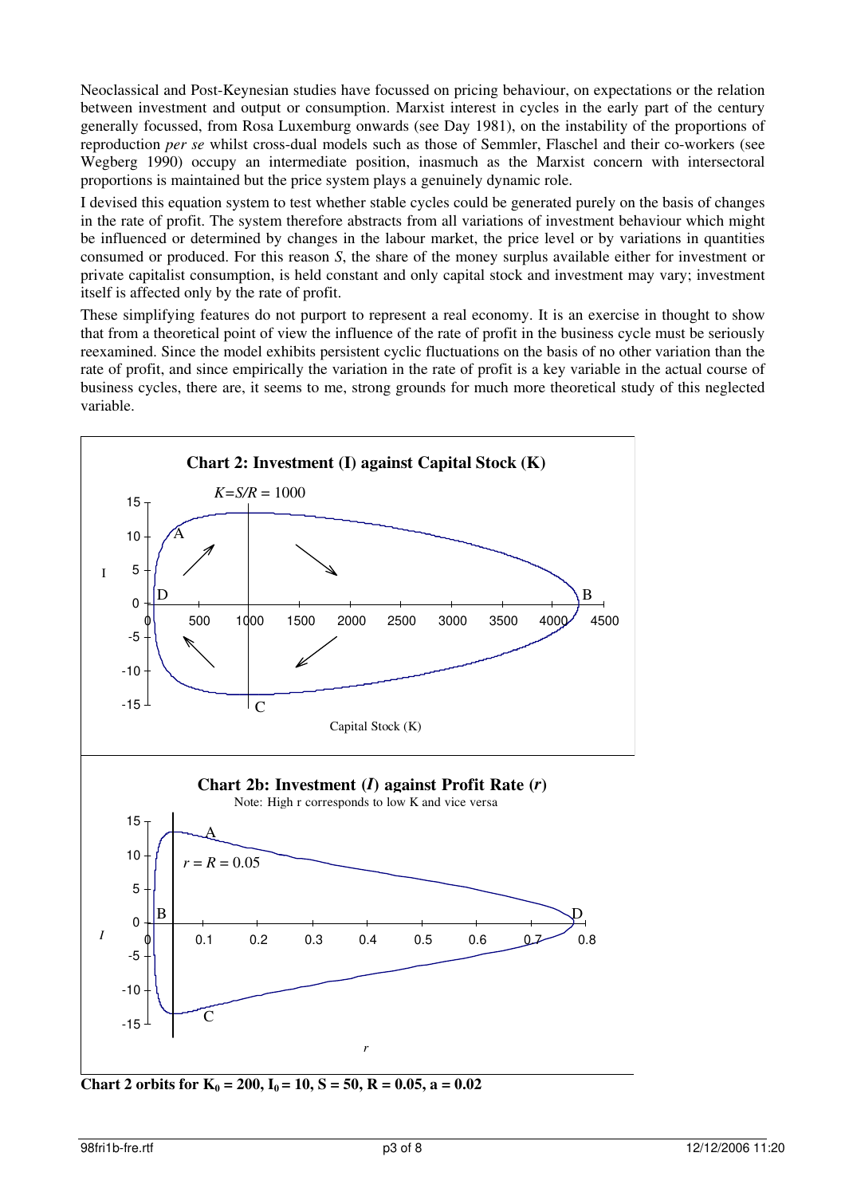Neoclassical and Post-Keynesian studies have focussed on pricing behaviour, on expectations or the relation between investment and output or consumption. Marxist interest in cycles in the early part of the century generally focussed, from Rosa Luxemburg onwards (see Day 1981), on the instability of the proportions of reproduction *per se* whilst cross-dual models such as those of Semmler, Flaschel and their co-workers (see Wegberg 1990) occupy an intermediate position, inasmuch as the Marxist concern with intersectoral proportions is maintained but the price system plays a genuinely dynamic role.

I devised this equation system to test whether stable cycles could be generated purely on the basis of changes in the rate of profit. The system therefore abstracts from all variations of investment behaviour which might be influenced or determined by changes in the labour market, the price level or by variations in quantities consumed or produced. For this reason *S*, the share of the money surplus available either for investment or private capitalist consumption, is held constant and only capital stock and investment may vary; investment itself is affected only by the rate of profit.

These simplifying features do not purport to represent a real economy. It is an exercise in thought to show that from a theoretical point of view the influence of the rate of profit in the business cycle must be seriously reexamined. Since the model exhibits persistent cyclic fluctuations on the basis of no other variation than the rate of profit, and since empirically the variation in the rate of profit is a key variable in the actual course of business cycles, there are, it seems to me, strong grounds for much more theoretical study of this neglected variable.

**Chart 2: Investment (I) against Capital Stock (K)**

$K=S/R = 1000$

Capital Stock (K)

**Chart 2b: Investment ($I$) against Profit Rate ($r$)**

Note: High r corresponds to low K and vice versa

$r = R = 0.05$

**Chart 2 orbits for $K_0 = 200$, $I_0 = 10$, $S = 50$, $R = 0.05$, $a = 0.02$**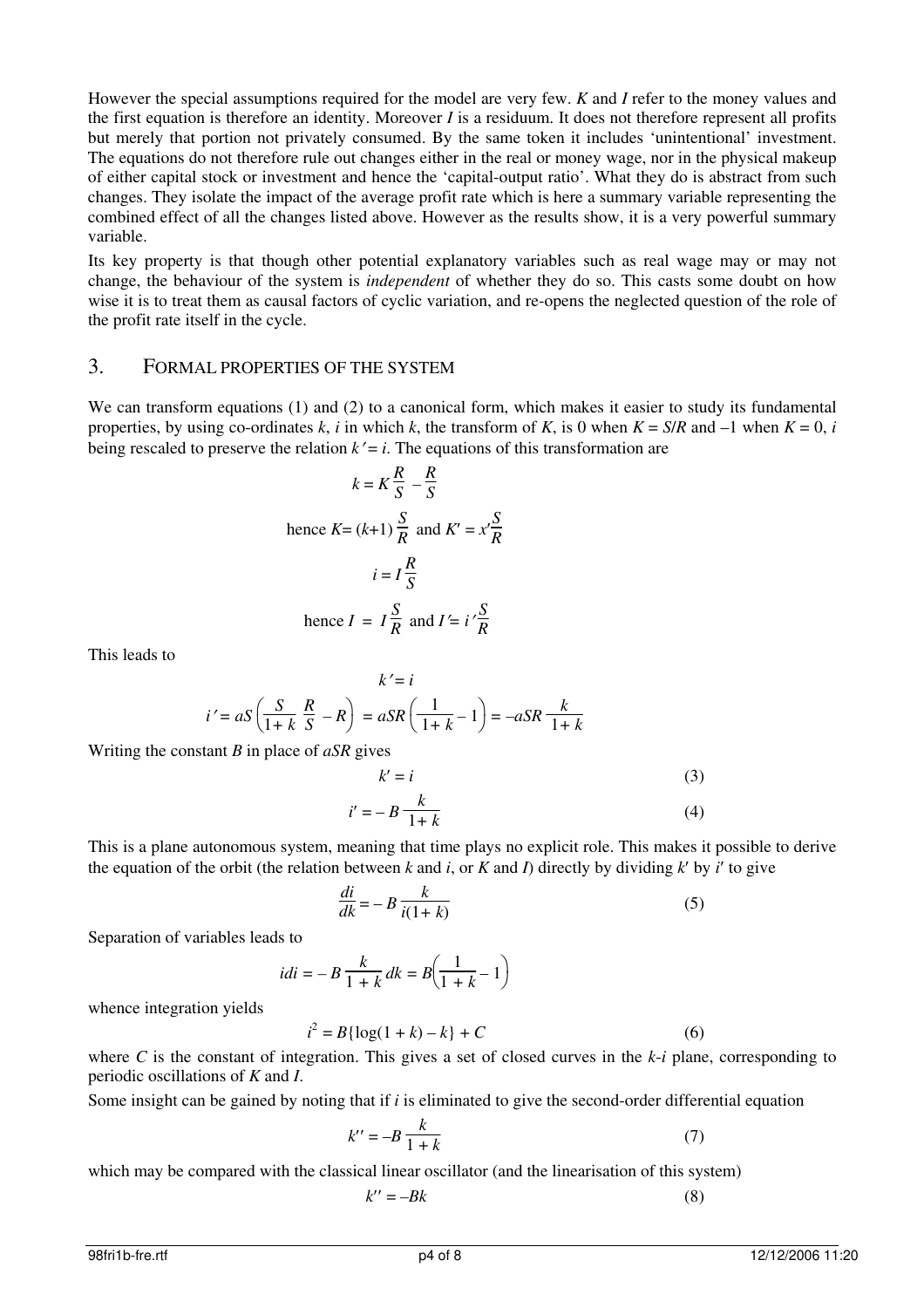However the special assumptions required for the model are very few. $K$ and $I$ refer to the money values and the first equation is therefore an identity. Moreover $I$ is a residuum. It does not therefore represent all profits but merely that portion not privately consumed. By the same token it includes 'unintentional' investment. The equations do not therefore rule out changes either in the real or money wage, nor in the physical makeup of either capital stock or investment and hence the 'capital-output ratio'. What they do is abstract from such changes. They isolate the impact of the average profit rate which is here a summary variable representing the combined effect of all the changes listed above. However as the results show, it is a very powerful summary variable.

Its key property is that though other potential explanatory variables such as real wage may or may not change, the behaviour of the system is *independent* of whether they do so. This casts some doubt on how wise it is to treat them as causal factors of cyclic variation, and re-opens the neglected question of the role of the profit rate itself in the cycle.

## 3. Formal properties of the system

We can transform equations (1) and (2) to a canonical form, which makes it easier to study its fundamental properties, by using co-ordinates $k$, $i$ in which $k$, the transform of $K$, is 0 when $K = S/R$ and $-1$ when $K = 0$, $i$ being rescaled to preserve the relation $k' = i$. The equations of this transformation are

$$k = K\frac{R}{S} - \frac{R}{S}$$

$$\text{hence } K = (k+1)\frac{S}{R} \text{ and } K' = x'\frac{S}{R}$$

$$i = I\frac{R}{S}$$

$$\text{hence } I = I\frac{S}{R} \text{ and } I' = i'\frac{S}{R}$$

This leads to

$$k' = i$$

$$i' = aS\left(\frac{S}{1+k}\,\frac{R}{S} - R\right) = aSR\left(\frac{1}{1+k} - 1\right) = -aSR\,\frac{k}{1+k}$$

Writing the constant $B$ in place of $aSR$ gives

$$k' = i \tag{3}$$

$$i' = -B\frac{k}{1+k} \tag{4}$$

This is a plane autonomous system, meaning that time plays no explicit role. This makes it possible to derive the equation of the orbit (the relation between $k$ and $i$, or $K$ and $I$) directly by dividing $k'$ by $i'$ to give

$$\frac{di}{dk} = -B\frac{k}{i(1+k)} \tag{5}$$

Separation of variables leads to

$$i\,di = -B\frac{k}{1+k}\,dk = B\left(\frac{1}{1+k} - 1\right)$$

whence integration yields

$$i^2 = B\{\log(1+k) - k\} + C \tag{6}$$

where $C$ is the constant of integration. This gives a set of closed curves in the $k$-$i$ plane, corresponding to periodic oscillations of $K$ and $I$.

Some insight can be gained by noting that if $i$ is eliminated to give the second-order differential equation

$$k'' = -B\frac{k}{1+k} \tag{7}$$

which may be compared with the classical linear oscillator (and the linearisation of this system)

$$k'' = -Bk \tag{8}$$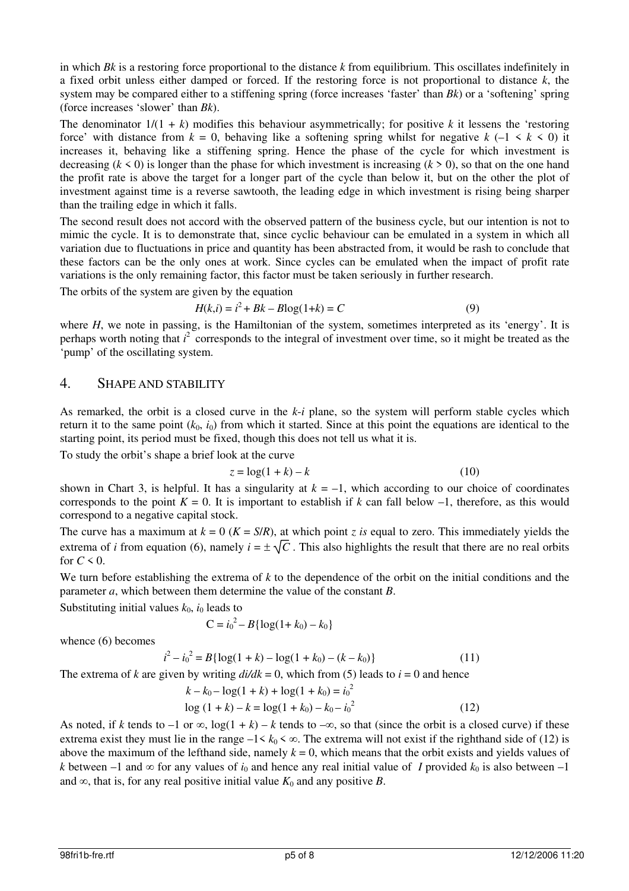in which $Bk$ is a restoring force proportional to the distance $k$ from equilibrium. This oscillates indefinitely in a fixed orbit unless either damped or forced. If the restoring force is not proportional to distance $k$, the system may be compared either to a stiffening spring (force increases 'faster' than $Bk$) or a 'softening' spring (force increases 'slower' than $Bk$).

The denominator $1/(1 + k)$ modifies this behaviour asymmetrically; for positive $k$ it lessens the 'restoring force' with distance from $k = 0$, behaving like a softening spring whilst for negative $k$ ($-1 < k < 0$) it increases it, behaving like a stiffening spring. Hence the phase of the cycle for which investment is decreasing ($k < 0$) is longer than the phase for which investment is increasing ($k > 0$), so that on the one hand the profit rate is above the target for a longer part of the cycle than below it, but on the other the plot of investment against time is a reverse sawtooth, the leading edge in which investment is rising being sharper than the trailing edge in which it falls.

The second result does not accord with the observed pattern of the business cycle, but our intention is not to mimic the cycle. It is to demonstrate that, since cyclic behaviour can be emulated in a system in which all variation due to fluctuations in price and quantity has been abstracted from, it would be rash to conclude that these factors can be the only ones at work. Since cycles can be emulated when the impact of profit rate variations is the only remaining factor, this factor must be taken seriously in further research.

The orbits of the system are given by the equation

$$H(k,i) = i^2 + Bk - B\log(1+k) = C \tag{9}$$

where $H$, we note in passing, is the Hamiltonian of the system, sometimes interpreted as its 'energy'. It is perhaps worth noting that $i^2$ corresponds to the integral of investment over time, so it might be treated as the 'pump' of the oscillating system.

## 4. SHAPE AND STABILITY

As remarked, the orbit is a closed curve in the $k$-$i$ plane, so the system will perform stable cycles which return it to the same point $(k_0, i_0)$ from which it started. Since at this point the equations are identical to the starting point, its period must be fixed, though this does not tell us what it is.

To study the orbit's shape a brief look at the curve

$$z = \log(1 + k) - k \tag{10}$$

shown in Chart 3, is helpful. It has a singularity at $k = -1$, which according to our choice of coordinates corresponds to the point $K = 0$. It is important to establish if $k$ can fall below $-1$, therefore, as this would correspond to a negative capital stock.

The curve has a maximum at $k = 0$ ($K = S/R$), at which point $z$ *is* equal to zero. This immediately yields the extrema of $i$ from equation (6), namely $i = \pm\sqrt{C}$. This also highlights the result that there are no real orbits for $C < 0$.

We turn before establishing the extrema of $k$ to the dependence of the orbit on the initial conditions and the parameter $a$, which between them determine the value of the constant $B$.

Substituting initial values $k_0$, $i_0$ leads to

$$C = i_0^2 - B\{\log(1+ k_0) - k_0\}$$

whence (6) becomes

$$i^2 - i_0^2 = B\{\log(1 + k) - \log(1 + k_0) - (k - k_0)\} \tag{11}$$

The extrema of $k$ are given by writing $di/dk = 0$, which from (5) leads to $i = 0$ and hence

$$k - k_0 - \log(1 + k) + \log(1 + k_0) = i_0^2$$
$$\log(1 + k) - k = \log(1 + k_0) - k_0 - i_0^2 \tag{12}$$

As noted, if $k$ tends to $-1$ or $\infty$, $\log(1 + k) - k$ tends to $-\infty$, so that (since the orbit is a closed curve) if these extrema exist they must lie in the range $-1 < k_0 < \infty$. The extrema will not exist if the righthand side of (12) is above the maximum of the lefthand side, namely $k = 0$, which means that the orbit exists and yields values of $k$ between $-1$ and $\infty$ for any values of $i_0$ and hence any real initial value of $I$ provided $k_0$ is also between $-1$ and $\infty$, that is, for any real positive initial value $K_0$ and any positive $B$.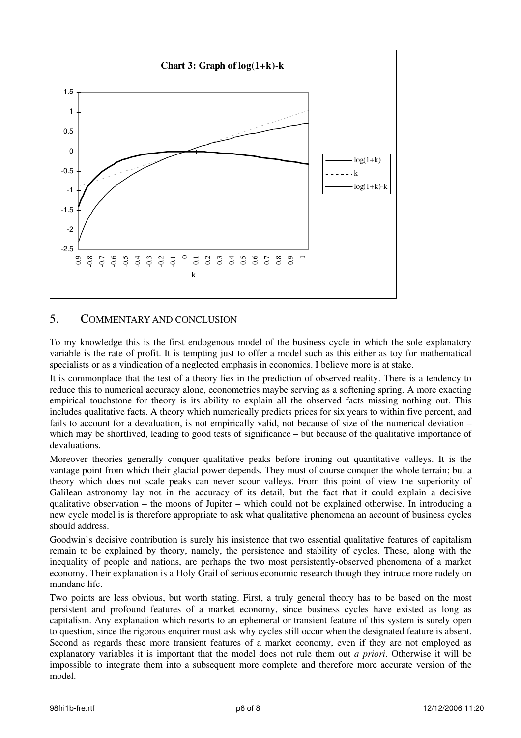**Chart 3: Graph of log(1+k)-k**

## 5. COMMENTARY AND CONCLUSION

To my knowledge this is the first endogenous model of the business cycle in which the sole explanatory variable is the rate of profit. It is tempting just to offer a model such as this either as toy for mathematical specialists or as a vindication of a neglected emphasis in economics. I believe more is at stake.

It is commonplace that the test of a theory lies in the prediction of observed reality. There is a tendency to reduce this to numerical accuracy alone, econometrics maybe serving as a softening spring. A more exacting empirical touchstone for theory is its ability to explain all the observed facts missing nothing out. This includes qualitative facts. A theory which numerically predicts prices for six years to within five percent, and fails to account for a devaluation, is not empirically valid, not because of size of the numerical deviation – which may be shortlived, leading to good tests of significance – but because of the qualitative importance of devaluations.

Moreover theories generally conquer qualitative peaks before ironing out quantitative valleys. It is the vantage point from which their glacial power depends. They must of course conquer the whole terrain; but a theory which does not scale peaks can never scour valleys. From this point of view the superiority of Galilean astronomy lay not in the accuracy of its detail, but the fact that it could explain a decisive qualitative observation – the moons of Jupiter – which could not be explained otherwise. In introducing a new cycle model is is therefore appropriate to ask what qualitative phenomena an account of business cycles should address.

Goodwin's decisive contribution is surely his insistence that two essential qualitative features of capitalism remain to be explained by theory, namely, the persistence and stability of cycles. These, along with the inequality of people and nations, are perhaps the two most persistently-observed phenomena of a market economy. Their explanation is a Holy Grail of serious economic research though they intrude more rudely on mundane life.

Two points are less obvious, but worth stating. First, a truly general theory has to be based on the most persistent and profound features of a market economy, since business cycles have existed as long as capitalism. Any explanation which resorts to an ephemeral or transient feature of this system is surely open to question, since the rigorous enquirer must ask why cycles still occur when the designated feature is absent. Second as regards these more transient features of a market economy, even if they are not employed as explanatory variables it is important that the model does not rule them out *a priori*. Otherwise it will be impossible to integrate them into a subsequent more complete and therefore more accurate version of the model.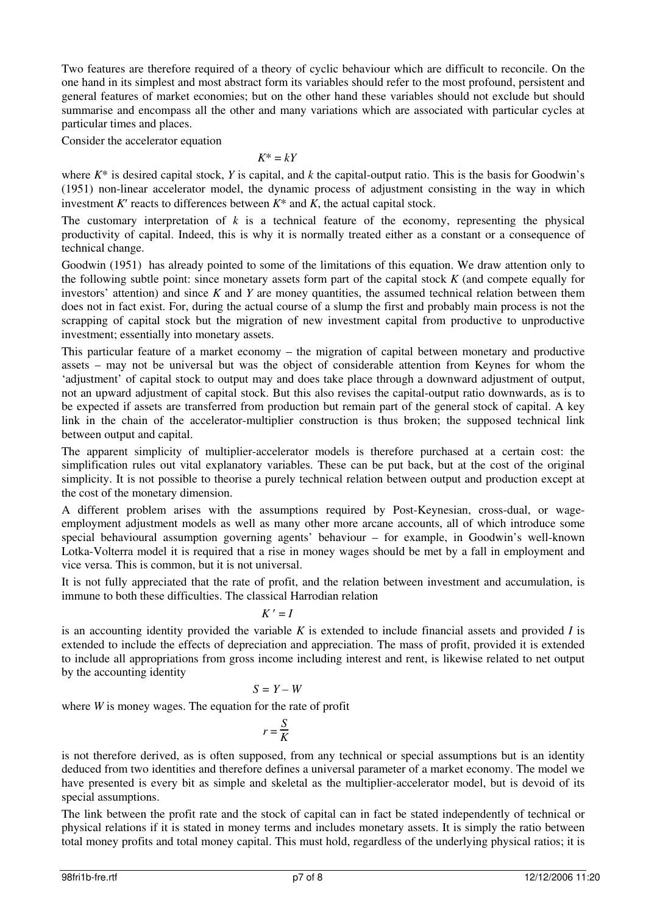Two features are therefore required of a theory of cyclic behaviour which are difficult to reconcile. On the one hand in its simplest and most abstract form its variables should refer to the most profound, persistent and general features of market economies; but on the other hand these variables should not exclude but should summarise and encompass all the other and many variations which are associated with particular cycles at particular times and places.

Consider the accelerator equation

$$K^* = kY$$

where $K^*$ is desired capital stock, $Y$ is capital, and $k$ the capital-output ratio. This is the basis for Goodwin's (1951) non-linear accelerator model, the dynamic process of adjustment consisting in the way in which investment $K'$ reacts to differences between $K^*$ and $K$, the actual capital stock.

The customary interpretation of $k$ is a technical feature of the economy, representing the physical productivity of capital. Indeed, this is why it is normally treated either as a constant or a consequence of technical change.

Goodwin (1951) has already pointed to some of the limitations of this equation. We draw attention only to the following subtle point: since monetary assets form part of the capital stock $K$ (and compete equally for investors' attention) and since $K$ and $Y$ are money quantities, the assumed technical relation between them does not in fact exist. For, during the actual course of a slump the first and probably main process is not the scrapping of capital stock but the migration of new investment capital from productive to unproductive investment; essentially into monetary assets.

This particular feature of a market economy – the migration of capital between monetary and productive assets – may not be universal but was the object of considerable attention from Keynes for whom the 'adjustment' of capital stock to output may and does take place through a downward adjustment of output, not an upward adjustment of capital stock. But this also revises the capital-output ratio downwards, as is to be expected if assets are transferred from production but remain part of the general stock of capital. A key link in the chain of the accelerator-multiplier construction is thus broken; the supposed technical link between output and capital.

The apparent simplicity of multiplier-accelerator models is therefore purchased at a certain cost: the simplification rules out vital explanatory variables. These can be put back, but at the cost of the original simplicity. It is not possible to theorise a purely technical relation between output and production except at the cost of the monetary dimension.

A different problem arises with the assumptions required by Post-Keynesian, cross-dual, or wage-employment adjustment models as well as many other more arcane accounts, all of which introduce some special behavioural assumption governing agents' behaviour – for example, in Goodwin's well-known Lotka-Volterra model it is required that a rise in money wages should be met by a fall in employment and vice versa. This is common, but it is not universal.

It is not fully appreciated that the rate of profit, and the relation between investment and accumulation, is immune to both these difficulties. The classical Harrodian relation

$$K' = I$$

is an accounting identity provided the variable $K$ is extended to include financial assets and provided $I$ is extended to include the effects of depreciation and appreciation. The mass of profit, provided it is extended to include all appropriations from gross income including interest and rent, is likewise related to net output by the accounting identity

$$S = Y - W$$

where $W$ is money wages. The equation for the rate of profit

$$r = \frac{S}{K}$$

is not therefore derived, as is often supposed, from any technical or special assumptions but is an identity deduced from two identities and therefore defines a universal parameter of a market economy. The model we have presented is every bit as simple and skeletal as the multiplier-accelerator model, but is devoid of its special assumptions.

The link between the profit rate and the stock of capital can in fact be stated independently of technical or physical relations if it is stated in money terms and includes monetary assets. It is simply the ratio between total money profits and total money capital. This must hold, regardless of the underlying physical ratios; it is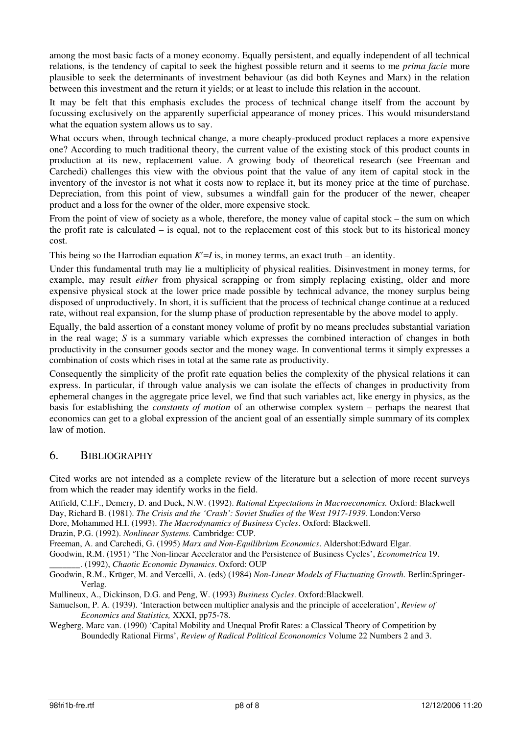among the most basic facts of a money economy. Equally persistent, and equally independent of all technical relations, is the tendency of capital to seek the highest possible return and it seems to me *prima facie* more plausible to seek the determinants of investment behaviour (as did both Keynes and Marx) in the relation between this investment and the return it yields; or at least to include this relation in the account.

It may be felt that this emphasis excludes the process of technical change itself from the account by focussing exclusively on the apparently superficial appearance of money prices. This would misunderstand what the equation system allows us to say.

What occurs when, through technical change, a more cheaply-produced product replaces a more expensive one? According to much traditional theory, the current value of the existing stock of this product counts in production at its new, replacement value. A growing body of theoretical research (see Freeman and Carchedi) challenges this view with the obvious point that the value of any item of capital stock in the inventory of the investor is not what it costs now to replace it, but its money price at the time of purchase. Depreciation, from this point of view, subsumes a windfall gain for the producer of the newer, cheaper product and a loss for the owner of the older, more expensive stock.

From the point of view of society as a whole, therefore, the money value of capital stock – the sum on which the profit rate is calculated – is equal, not to the replacement cost of this stock but to its historical money cost.

This being so the Harrodian equation $K'=I$ is, in money terms, an exact truth – an identity.

Under this fundamental truth may lie a multiplicity of physical realities. Disinvestment in money terms, for example, may result *either* from physical scrapping or from simply replacing existing, older and more expensive physical stock at the lower price made possible by technical advance, the money surplus being disposed of unproductively. In short, it is sufficient that the process of technical change continue at a reduced rate, without real expansion, for the slump phase of production representable by the above model to apply.

Equally, the bald assertion of a constant money volume of profit by no means precludes substantial variation in the real wage; $S$ is a summary variable which expresses the combined interaction of changes in both productivity in the consumer goods sector and the money wage. In conventional terms it simply expresses a combination of costs which rises in total at the same rate as productivity.

Consequently the simplicity of the profit rate equation belies the complexity of the physical relations it can express. In particular, if through value analysis we can isolate the effects of changes in productivity from ephemeral changes in the aggregate price level, we find that such variables act, like energy in physics, as the basis for establishing the *constants of motion* of an otherwise complex system – perhaps the nearest that economics can get to a global expression of the ancient goal of an essentially simple summary of its complex law of motion.

## 6. BIBLIOGRAPHY

Cited works are not intended as a complete review of the literature but a selection of more recent surveys from which the reader may identify works in the field.

Attfield, C.I.F., Demery, D. and Duck, N.W. (1992). *Rational Expectations in Macroeconomics.* Oxford: Blackwell

Day, Richard B. (1981). *The Crisis and the 'Crash': Soviet Studies of the West 1917-1939.* London:Verso

Dore, Mohammed H.I. (1993). *The Macrodynamics of Business Cycles*. Oxford: Blackwell.

Drazin, P.G. (1992). *Nonlinear Systems.* Cambridge: CUP.

Freeman, A. and Carchedi, G. (1995) *Marx and Non-Equilibrium Economics*. Aldershot:Edward Elgar.

Goodwin, R.M. (1951) 'The Non-linear Accelerator and the Persistence of Business Cycles', *Econometrica* 19.

_______. (1992), *Chaotic Economic Dynamics*. Oxford: OUP

Goodwin, R.M., Krüger, M. and Vercelli, A. (eds) (1984) *Non-Linear Models of Fluctuating Growth*. Berlin:Springer-Verlag.

Mullineux, A., Dickinson, D.G. and Peng, W. (1993) *Business Cycles*. Oxford:Blackwell.

Samuelson, P. A. (1939). 'Interaction between multiplier analysis and the principle of acceleration', *Review of Economics and Statistics,* XXXI, pp75-78.

Wegberg, Marc van. (1990) 'Capital Mobility and Unequal Profit Rates: a Classical Theory of Competition by Boundedly Rational Firms', *Review of Radical Political Econonomics* Volume 22 Numbers 2 and 3.